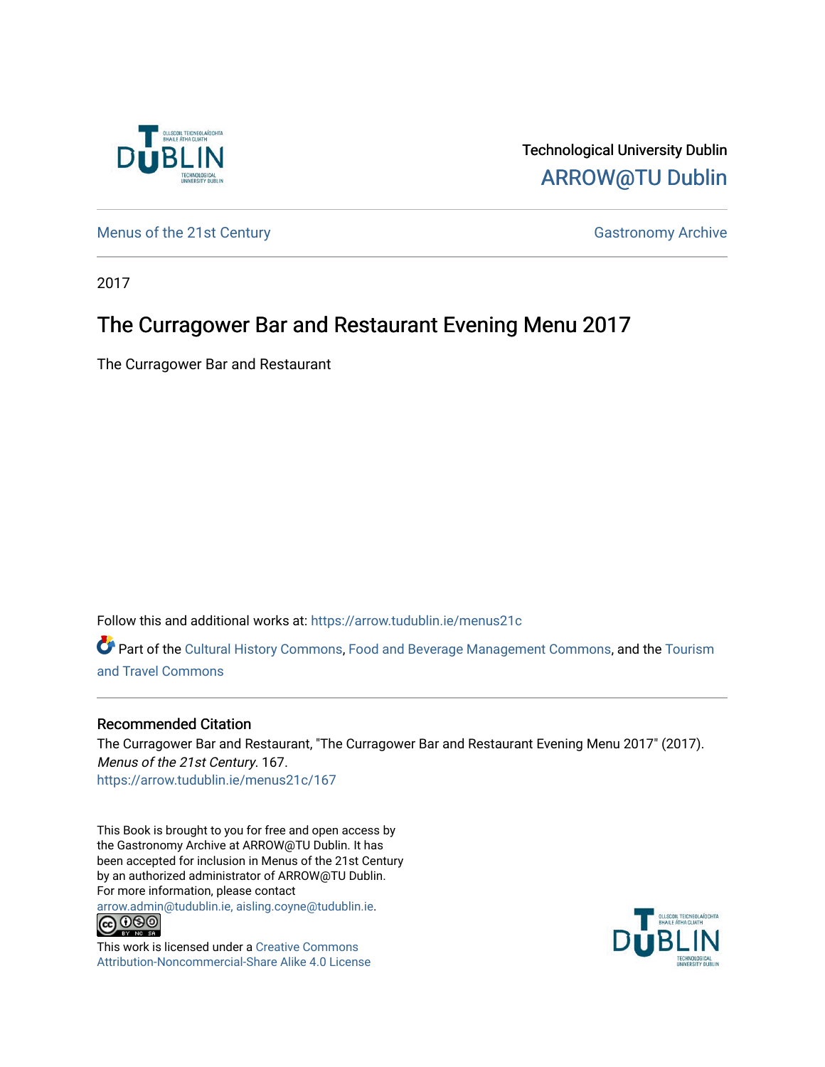Technological University Dublin

ARROW@TU Dublin

Menus of the 21st Century

Gastronomy Archive

2017

# The Curragower Bar and Restaurant Evening Menu 2017

The Curragower Bar and Restaurant

Follow this and additional works at: https://arrow.tudublin.ie/menus21c

Part of the Cultural History Commons, Food and Beverage Management Commons, and the Tourism and Travel Commons

## Recommended Citation

The Curragower Bar and Restaurant, "The Curragower Bar and Restaurant Evening Menu 2017" (2017). *Menus of the 21st Century*. 167.
https://arrow.tudublin.ie/menus21c/167

This Book is brought to you for free and open access by the Gastronomy Archive at ARROW@TU Dublin. It has been accepted for inclusion in Menus of the 21st Century by an authorized administrator of ARROW@TU Dublin. For more information, please contact arrow.admin@tudublin.ie, aisling.coyne@tudublin.ie.

This work is licensed under a Creative Commons Attribution-Noncommercial-Share Alike 4.0 License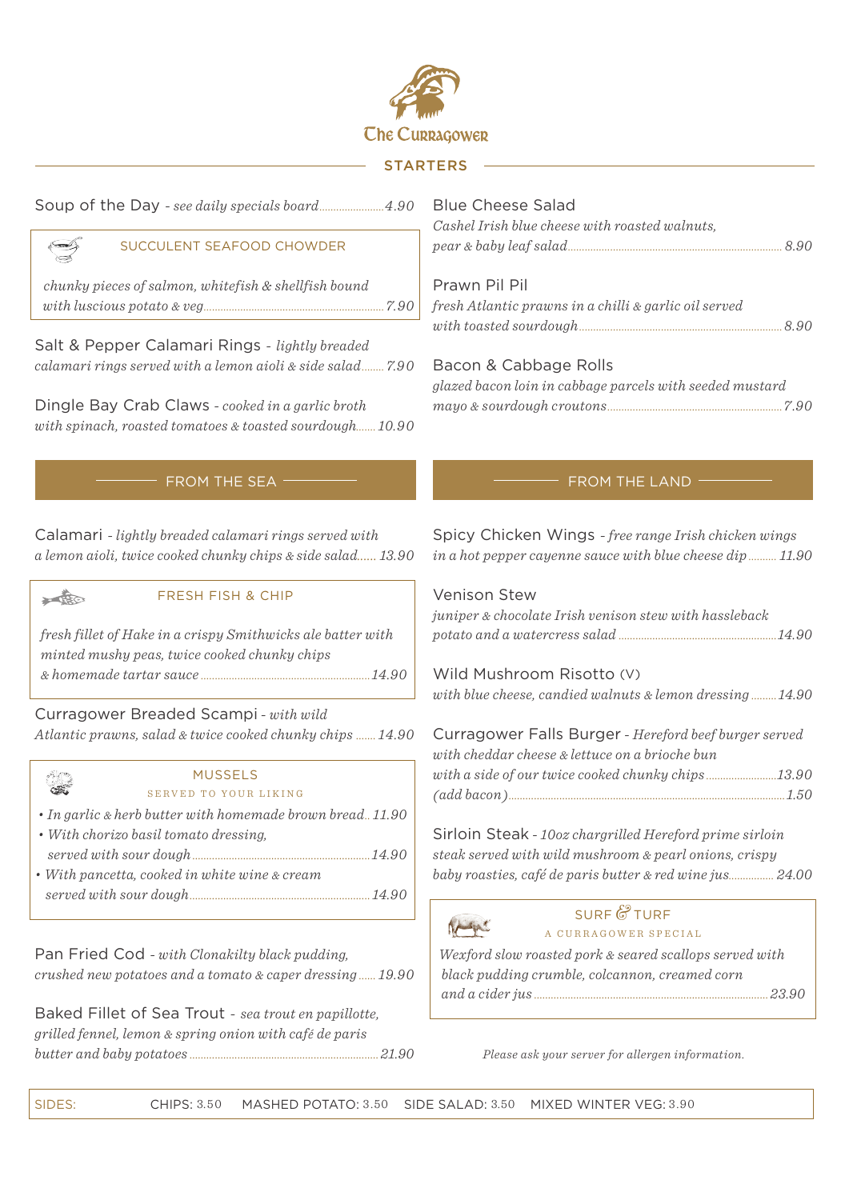# The Curragower

## STARTERS

**Soup of the Day** - *see daily specials board* ...... 4.90

### SUCCULENT SEAFOOD CHOWDER

*chunky pieces of salmon, whitefish & shellfish bound with luscious potato & veg* ...... 7.90

**Salt & Pepper Calamari Rings** - *lightly breaded calamari rings served with a lemon aioli & side salad* ...... 7.90

**Dingle Bay Crab Claws** - *cooked in a garlic broth with spinach, roasted tomatoes & toasted sourdough* ...... 10.90

**Blue Cheese Salad**
*Cashel Irish blue cheese with roasted walnuts, pear & baby leaf salad* ...... 8.90

**Prawn Pil Pil**
*fresh Atlantic prawns in a chilli & garlic oil served with toasted sourdough* ...... 8.90

**Bacon & Cabbage Rolls**
*glazed bacon loin in cabbage parcels with seeded mustard mayo & sourdough croutons* ...... 7.90

## FROM THE SEA

**Calamari** - *lightly breaded calamari rings served with a lemon aioli, twice cooked chunky chips & side salad* ...... 13.90

### FRESH FISH & CHIP

*fresh fillet of Hake in a crispy Smithwicks ale batter with minted mushy peas, twice cooked chunky chips & homemade tartar sauce* ...... 14.90

**Curragower Breaded Scampi** - *with wild Atlantic prawns, salad & twice cooked chunky chips* ...... 14.90

### MUSSELS

SERVED TO YOUR LIKING

- *In garlic & herb butter with homemade brown bread* ...... 11.90
- *With chorizo basil tomato dressing, served with sour dough* ...... 14.90
- *With pancetta, cooked in white wine & cream served with sour dough* ...... 14.90

**Pan Fried Cod** - *with Clonakilty black pudding, crushed new potatoes and a tomato & caper dressing* ...... 19.90

**Baked Fillet of Sea Trout** - *sea trout en papillotte, grilled fennel, lemon & spring onion with café de paris butter and baby potatoes* ...... 21.90

## FROM THE LAND

**Spicy Chicken Wings** - *free range Irish chicken wings in a hot pepper cayenne sauce with blue cheese dip* ...... 11.90

**Venison Stew**
*juniper & chocolate Irish venison stew with hassleback potato and a watercress salad* ...... 14.90

**Wild Mushroom Risotto** (V)
*with blue cheese, candied walnuts & lemon dressing* ...... 14.90

**Curragower Falls Burger** - *Hereford beef burger served with cheddar cheese & lettuce on a brioche bun with a side of our twice cooked chunky chips* ...... 13.90
*(add bacon)* ...... 1.50

**Sirloin Steak** - *10oz chargrilled Hereford prime sirloin steak served with wild mushroom & pearl onions, crispy baby roasties, café de paris butter & red wine jus* ...... 24.00

### SURF & TURF

A CURRAGOWER SPECIAL

*Wexford slow roasted pork & seared scallops served with black pudding crumble, colcannon, creamed corn and a cider jus* ...... 23.90

*Please ask your server for allergen information.*

**SIDES:** CHIPS: 3.50 MASHED POTATO: 3.50 SIDE SALAD: 3.50 MIXED WINTER VEG: 3.90